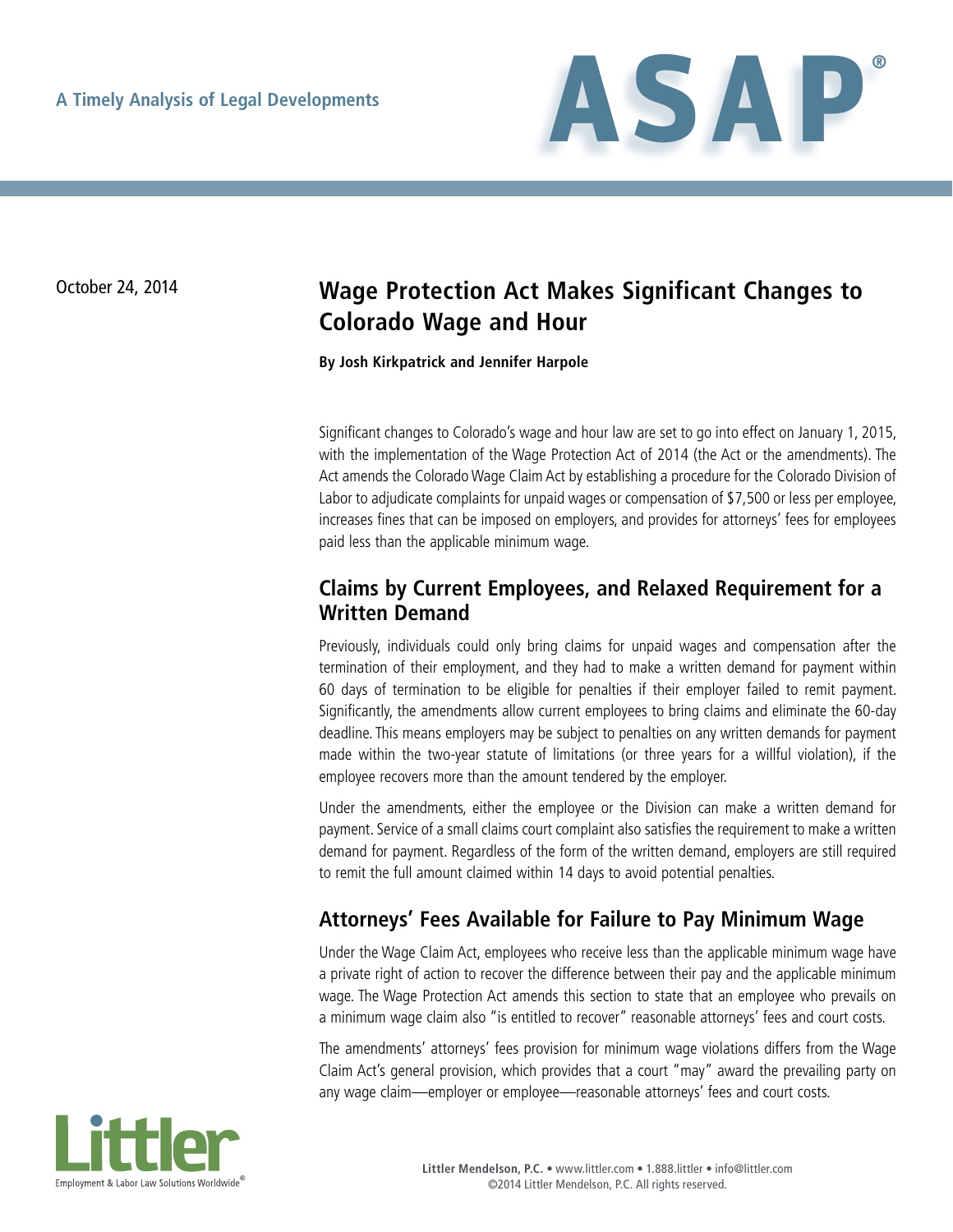A Timely Analysis of Legal Developments

October 24, 2014

# Wage Protection Act Makes Significant Changes to Colorado Wage and Hour

**By Josh Kirkpatrick and Jennifer Harpole**

Significant changes to Colorado's wage and hour law are set to go into effect on January 1, 2015, with the implementation of the Wage Protection Act of 2014 (the Act or the amendments). The Act amends the Colorado Wage Claim Act by establishing a procedure for the Colorado Division of Labor to adjudicate complaints for unpaid wages or compensation of $7,500 or less per employee, increases fines that can be imposed on employers, and provides for attorneys' fees for employees paid less than the applicable minimum wage.

## Claims by Current Employees, and Relaxed Requirement for a Written Demand

Previously, individuals could only bring claims for unpaid wages and compensation after the termination of their employment, and they had to make a written demand for payment within 60 days of termination to be eligible for penalties if their employer failed to remit payment. Significantly, the amendments allow current employees to bring claims and eliminate the 60-day deadline. This means employers may be subject to penalties on any written demands for payment made within the two-year statute of limitations (or three years for a willful violation), if the employee recovers more than the amount tendered by the employer.

Under the amendments, either the employee or the Division can make a written demand for payment. Service of a small claims court complaint also satisfies the requirement to make a written demand for payment. Regardless of the form of the written demand, employers are still required to remit the full amount claimed within 14 days to avoid potential penalties.

## Attorneys' Fees Available for Failure to Pay Minimum Wage

Under the Wage Claim Act, employees who receive less than the applicable minimum wage have a private right of action to recover the difference between their pay and the applicable minimum wage. The Wage Protection Act amends this section to state that an employee who prevails on a minimum wage claim also "is entitled to recover" reasonable attorneys' fees and court costs.

The amendments' attorneys' fees provision for minimum wage violations differs from the Wage Claim Act's general provision, which provides that a court "may" award the prevailing party on any wage claim—employer or employee—reasonable attorneys' fees and court costs.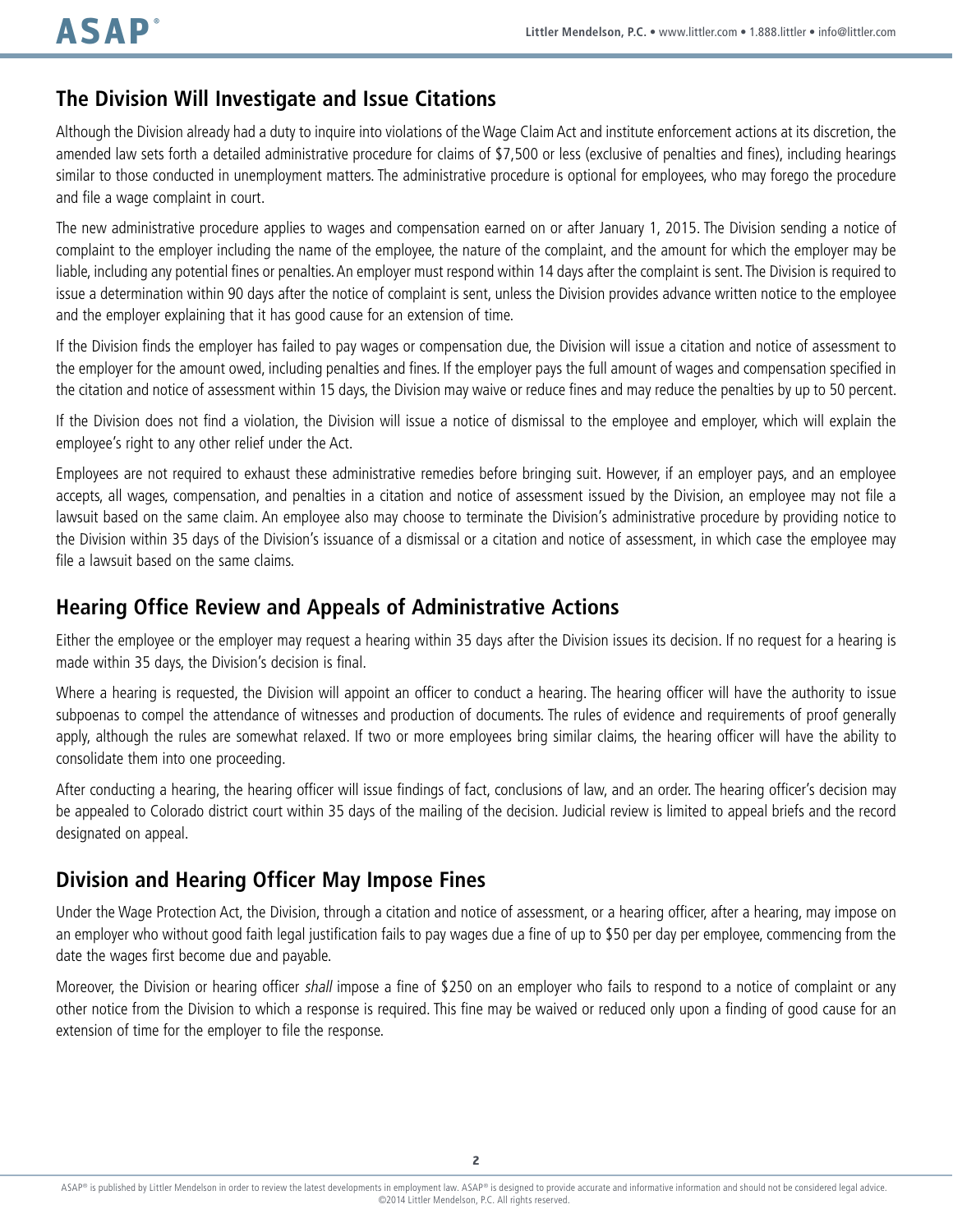## The Division Will Investigate and Issue Citations

Although the Division already had a duty to inquire into violations of the Wage Claim Act and institute enforcement actions at its discretion, the amended law sets forth a detailed administrative procedure for claims of $7,500 or less (exclusive of penalties and fines), including hearings similar to those conducted in unemployment matters. The administrative procedure is optional for employees, who may forego the procedure and file a wage complaint in court.

The new administrative procedure applies to wages and compensation earned on or after January 1, 2015. The Division sending a notice of complaint to the employer including the name of the employee, the nature of the complaint, and the amount for which the employer may be liable, including any potential fines or penalties. An employer must respond within 14 days after the complaint is sent. The Division is required to issue a determination within 90 days after the notice of complaint is sent, unless the Division provides advance written notice to the employee and the employer explaining that it has good cause for an extension of time.

If the Division finds the employer has failed to pay wages or compensation due, the Division will issue a citation and notice of assessment to the employer for the amount owed, including penalties and fines. If the employer pays the full amount of wages and compensation specified in the citation and notice of assessment within 15 days, the Division may waive or reduce fines and may reduce the penalties by up to 50 percent.

If the Division does not find a violation, the Division will issue a notice of dismissal to the employee and employer, which will explain the employee's right to any other relief under the Act.

Employees are not required to exhaust these administrative remedies before bringing suit. However, if an employer pays, and an employee accepts, all wages, compensation, and penalties in a citation and notice of assessment issued by the Division, an employee may not file a lawsuit based on the same claim. An employee also may choose to terminate the Division's administrative procedure by providing notice to the Division within 35 days of the Division's issuance of a dismissal or a citation and notice of assessment, in which case the employee may file a lawsuit based on the same claims.

## Hearing Office Review and Appeals of Administrative Actions

Either the employee or the employer may request a hearing within 35 days after the Division issues its decision. If no request for a hearing is made within 35 days, the Division's decision is final.

Where a hearing is requested, the Division will appoint an officer to conduct a hearing. The hearing officer will have the authority to issue subpoenas to compel the attendance of witnesses and production of documents. The rules of evidence and requirements of proof generally apply, although the rules are somewhat relaxed. If two or more employees bring similar claims, the hearing officer will have the ability to consolidate them into one proceeding.

After conducting a hearing, the hearing officer will issue findings of fact, conclusions of law, and an order. The hearing officer's decision may be appealed to Colorado district court within 35 days of the mailing of the decision. Judicial review is limited to appeal briefs and the record designated on appeal.

## Division and Hearing Officer May Impose Fines

Under the Wage Protection Act, the Division, through a citation and notice of assessment, or a hearing officer, after a hearing, may impose on an employer who without good faith legal justification fails to pay wages due a fine of up to $50 per day per employee, commencing from the date the wages first become due and payable.

Moreover, the Division or hearing officer *shall* impose a fine of $250 on an employer who fails to respond to a notice of complaint or any other notice from the Division to which a response is required. This fine may be waived or reduced only upon a finding of good cause for an extension of time for the employer to file the response.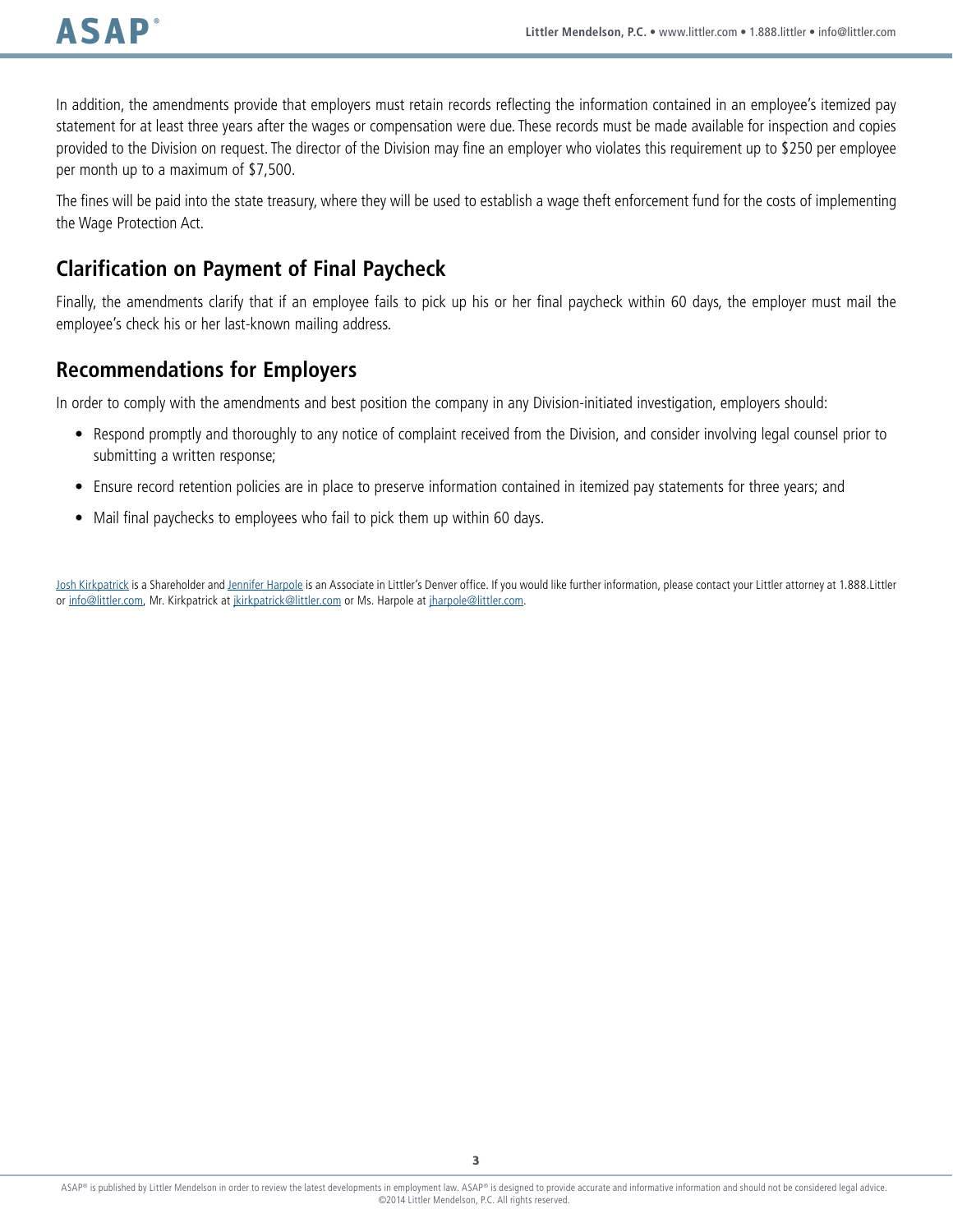In addition, the amendments provide that employers must retain records reflecting the information contained in an employee's itemized pay statement for at least three years after the wages or compensation were due. These records must be made available for inspection and copies provided to the Division on request. The director of the Division may fine an employer who violates this requirement up to $250 per employee per month up to a maximum of $7,500.

The fines will be paid into the state treasury, where they will be used to establish a wage theft enforcement fund for the costs of implementing the Wage Protection Act.

## Clarification on Payment of Final Paycheck

Finally, the amendments clarify that if an employee fails to pick up his or her final paycheck within 60 days, the employer must mail the employee's check his or her last-known mailing address.

## Recommendations for Employers

In order to comply with the amendments and best position the company in any Division-initiated investigation, employers should:

- Respond promptly and thoroughly to any notice of complaint received from the Division, and consider involving legal counsel prior to submitting a written response;
- Ensure record retention policies are in place to preserve information contained in itemized pay statements for three years; and
- Mail final paychecks to employees who fail to pick them up within 60 days.

Josh Kirkpatrick is a Shareholder and Jennifer Harpole is an Associate in Littler's Denver office. If you would like further information, please contact your Littler attorney at 1.888.Littler or info@littler.com, Mr. Kirkpatrick at jkirkpatrick@littler.com or Ms. Harpole at jharpole@littler.com.

ASAP® is published by Littler Mendelson in order to review the latest developments in employment law. ASAP® is designed to provide accurate and informative information and should not be considered legal advice.
©2014 Littler Mendelson, P.C. All rights reserved.